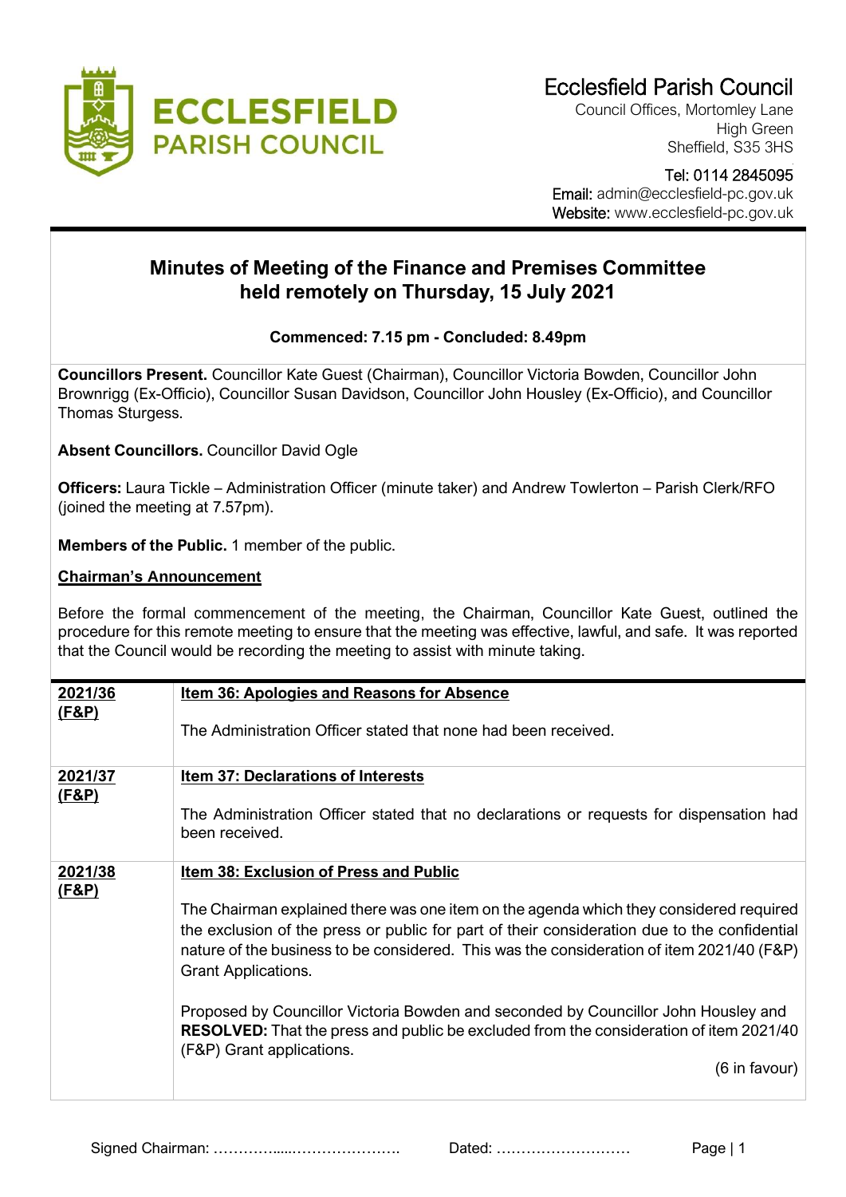# Ecclesfield Parish Council

Council Offices, Mortomley Lane
High Green
Sheffield, S35 3HS

Tel: 0114 2845095
Email: admin@ecclesfield-pc.gov.uk
Website: www.ecclesfield-pc.gov.uk

## Minutes of Meeting of the Finance and Premises Committee held remotely on Thursday, 15 July 2021

**Commenced: 7.15 pm - Concluded: 8.49pm**

**Councillors Present.** Councillor Kate Guest (Chairman), Councillor Victoria Bowden, Councillor John Brownrigg (Ex-Officio), Councillor Susan Davidson, Councillor John Housley (Ex-Officio), and Councillor Thomas Sturgess.

**Absent Councillors.** Councillor David Ogle

**Officers:** Laura Tickle – Administration Officer (minute taker) and Andrew Towlerton – Parish Clerk/RFO (joined the meeting at 7.57pm).

**Members of the Public.** 1 member of the public.

**Chairman's Announcement**

Before the formal commencement of the meeting, the Chairman, Councillor Kate Guest, outlined the procedure for this remote meeting to ensure that the meeting was effective, lawful, and safe. It was reported that the Council would be recording the meeting to assist with minute taking.

| | |
|---|---|
| **2021/36 (F&P)** | **Item 36: Apologies and Reasons for Absence**<br><br>The Administration Officer stated that none had been received. |
| **2021/37 (F&P)** | **Item 37: Declarations of Interests**<br><br>The Administration Officer stated that no declarations or requests for dispensation had been received. |
| **2021/38 (F&P)** | **Item 38: Exclusion of Press and Public**<br><br>The Chairman explained there was one item on the agenda which they considered required the exclusion of the press or public for part of their consideration due to the confidential nature of the business to be considered. This was the consideration of item 2021/40 (F&P) Grant Applications.<br><br>Proposed by Councillor Victoria Bowden and seconded by Councillor John Housley and **RESOLVED:** That the press and public be excluded from the consideration of item 2021/40 (F&P) Grant applications.<br><br>(6 in favour) |

Signed Chairman: ……………....…………………. Dated: ………………………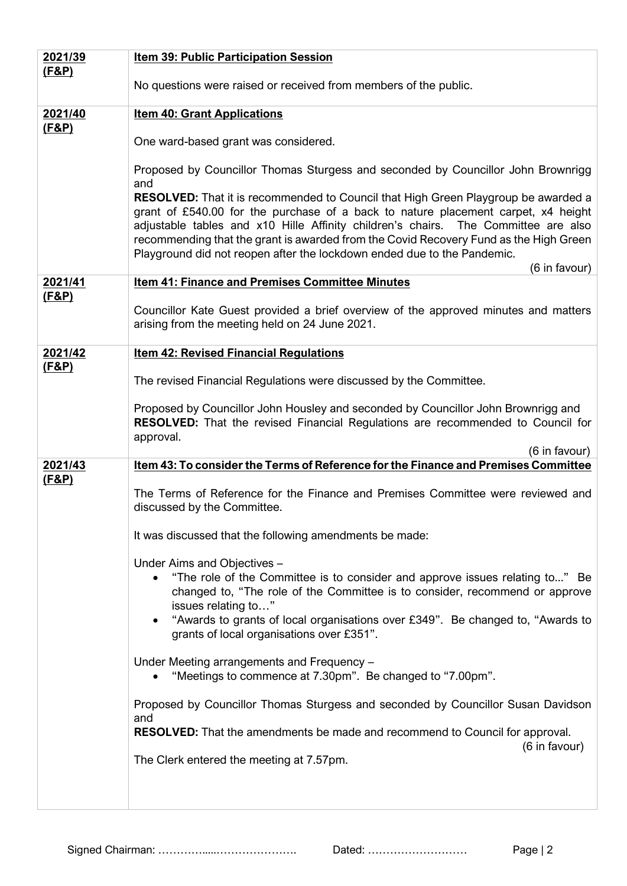| | |
|---|---|
| **2021/39 (F&P)** | **Item 39: Public Participation Session**<br><br>No questions were raised or received from members of the public. |
| **2021/40 (F&P)** | **Item 40: Grant Applications**<br><br>One ward-based grant was considered.<br><br>Proposed by Councillor Thomas Sturgess and seconded by Councillor John Brownrigg and<br>**RESOLVED:** That it is recommended to Council that High Green Playgroup be awarded a grant of £540.00 for the purchase of a back to nature placement carpet, x4 height adjustable tables and x10 Hille Affinity children's chairs. The Committee are also recommending that the grant is awarded from the Covid Recovery Fund as the High Green Playground did not reopen after the lockdown ended due to the Pandemic.<br>(6 in favour) |
| **2021/41 (F&P)** | **Item 41: Finance and Premises Committee Minutes**<br><br>Councillor Kate Guest provided a brief overview of the approved minutes and matters arising from the meeting held on 24 June 2021. |
| **2021/42 (F&P)** | **Item 42: Revised Financial Regulations**<br><br>The revised Financial Regulations were discussed by the Committee.<br><br>Proposed by Councillor John Housley and seconded by Councillor John Brownrigg and<br>**RESOLVED:** That the revised Financial Regulations are recommended to Council for approval.<br>(6 in favour) |
| **2021/43 (F&P)** | **Item 43: To consider the Terms of Reference for the Finance and Premises Committee**<br><br>The Terms of Reference for the Finance and Premises Committee were reviewed and discussed by the Committee.<br><br>It was discussed that the following amendments be made:<br><br>Under Aims and Objectives –<br>• "The role of the Committee is to consider and approve issues relating to..." Be changed to, "The role of the Committee is to consider, recommend or approve issues relating to…"<br>• "Awards to grants of local organisations over £349". Be changed to, "Awards to grants of local organisations over £351".<br><br>Under Meeting arrangements and Frequency –<br>• "Meetings to commence at 7.30pm". Be changed to "7.00pm".<br><br>Proposed by Councillor Thomas Sturgess and seconded by Councillor Susan Davidson and<br>**RESOLVED:** That the amendments be made and recommend to Council for approval.<br>(6 in favour)<br><br>The Clerk entered the meeting at 7.57pm. |

Signed Chairman: …………....…………………. Dated: ………………………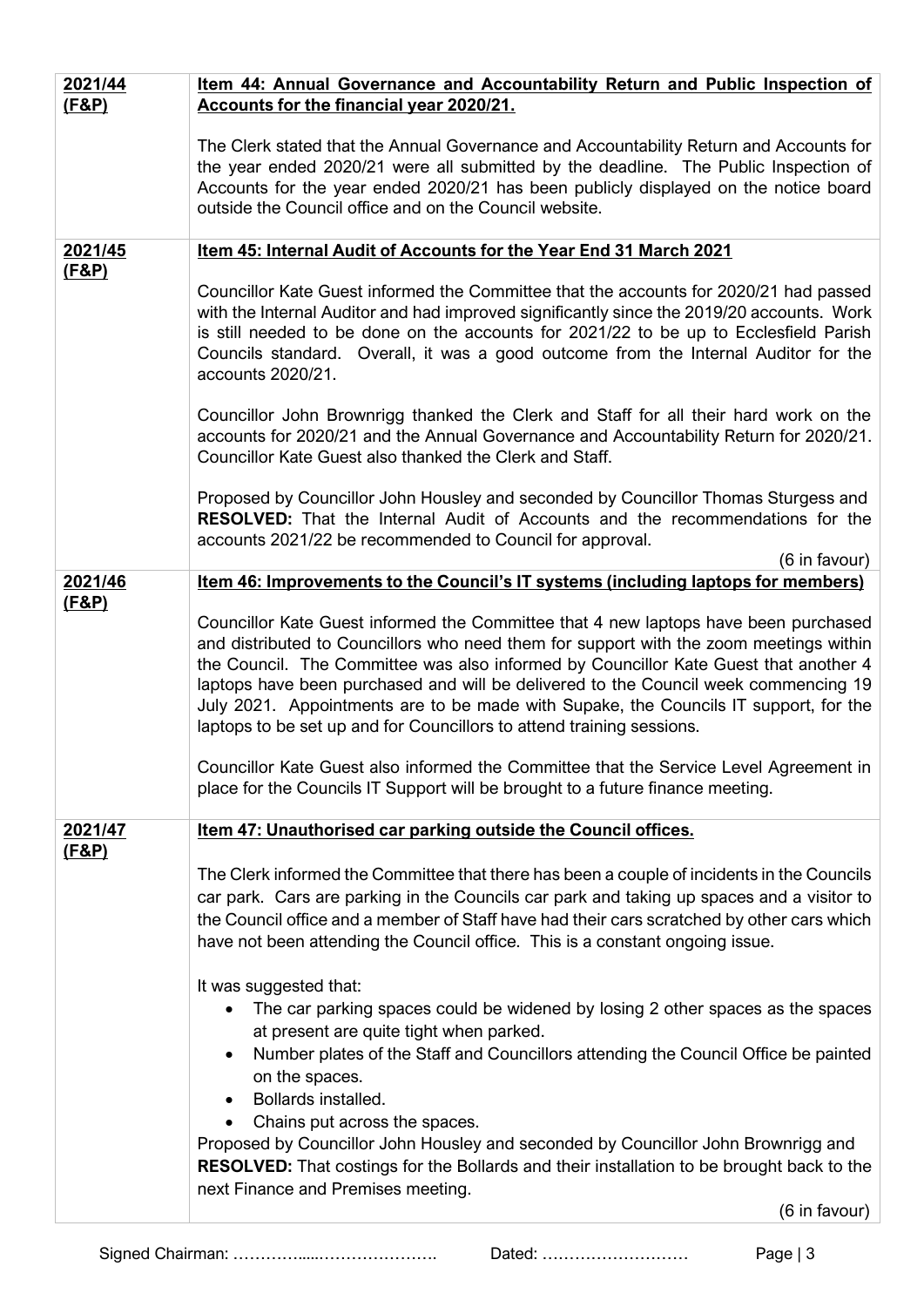| | |
|---|---|
| **2021/44 (F&P)** | **Item 44: Annual Governance and Accountability Return and Public Inspection of Accounts for the financial year 2020/21.**<br><br>The Clerk stated that the Annual Governance and Accountability Return and Accounts for the year ended 2020/21 were all submitted by the deadline. The Public Inspection of Accounts for the year ended 2020/21 has been publicly displayed on the notice board outside the Council office and on the Council website. |
| **2021/45 (F&P)** | **Item 45: Internal Audit of Accounts for the Year End 31 March 2021**<br><br>Councillor Kate Guest informed the Committee that the accounts for 2020/21 had passed with the Internal Auditor and had improved significantly since the 2019/20 accounts. Work is still needed to be done on the accounts for 2021/22 to be up to Ecclesfield Parish Councils standard. Overall, it was a good outcome from the Internal Auditor for the accounts 2020/21.<br><br>Councillor John Brownrigg thanked the Clerk and Staff for all their hard work on the accounts for 2020/21 and the Annual Governance and Accountability Return for 2020/21. Councillor Kate Guest also thanked the Clerk and Staff.<br><br>Proposed by Councillor John Housley and seconded by Councillor Thomas Sturgess and **RESOLVED:** That the Internal Audit of Accounts and the recommendations for the accounts 2021/22 be recommended to Council for approval.<br><br>(6 in favour) |
| **2021/46 (F&P)** | **Item 46: Improvements to the Council's IT systems (including laptops for members)**<br><br>Councillor Kate Guest informed the Committee that 4 new laptops have been purchased and distributed to Councillors who need them for support with the zoom meetings within the Council. The Committee was also informed by Councillor Kate Guest that another 4 laptops have been purchased and will be delivered to the Council week commencing 19 July 2021. Appointments are to be made with Supake, the Councils IT support, for the laptops to be set up and for Councillors to attend training sessions.<br><br>Councillor Kate Guest also informed the Committee that the Service Level Agreement in place for the Councils IT Support will be brought to a future finance meeting. |
| **2021/47 (F&P)** | **Item 47: Unauthorised car parking outside the Council offices.**<br><br>The Clerk informed the Committee that there has been a couple of incidents in the Councils car park. Cars are parking in the Councils car park and taking up spaces and a visitor to the Council office and a member of Staff have had their cars scratched by other cars which have not been attending the Council office. This is a constant ongoing issue.<br><br>It was suggested that:<br>• The car parking spaces could be widened by losing 2 other spaces as the spaces at present are quite tight when parked.<br>• Number plates of the Staff and Councillors attending the Council Office be painted on the spaces.<br>• Bollards installed.<br>• Chains put across the spaces.<br><br>Proposed by Councillor John Housley and seconded by Councillor John Brownrigg and **RESOLVED:** That costings for the Bollards and their installation to be brought back to the next Finance and Premises meeting.<br><br>(6 in favour) |

Signed Chairman: ……………....…………………. Dated: ………………………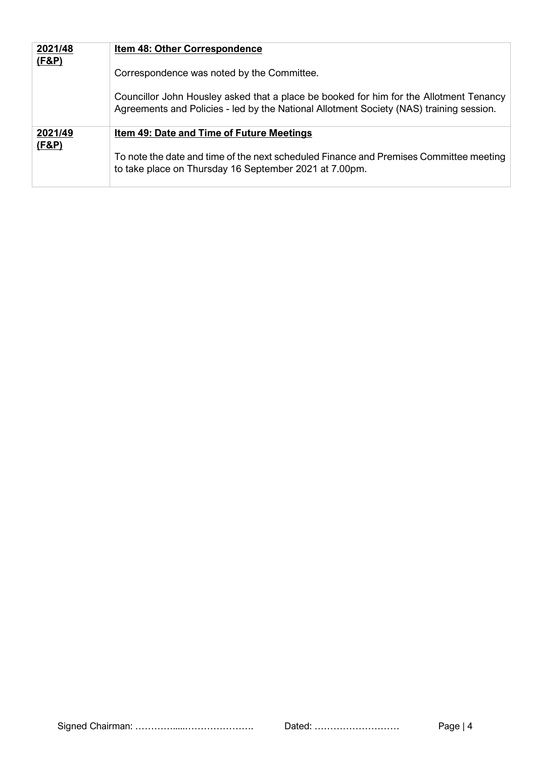| | |
|---|---|
| **2021/48 (F&P)** | **Item 48: Other Correspondence**<br><br>Correspondence was noted by the Committee.<br><br>Councillor John Housley asked that a place be booked for him for the Allotment Tenancy Agreements and Policies - led by the National Allotment Society (NAS) training session. |
| **2021/49 (F&P)** | **Item 49: Date and Time of Future Meetings**<br><br>To note the date and time of the next scheduled Finance and Premises Committee meeting to take place on Thursday 16 September 2021 at 7.00pm. |

Signed Chairman: ……………....…………………. Dated: ………………………